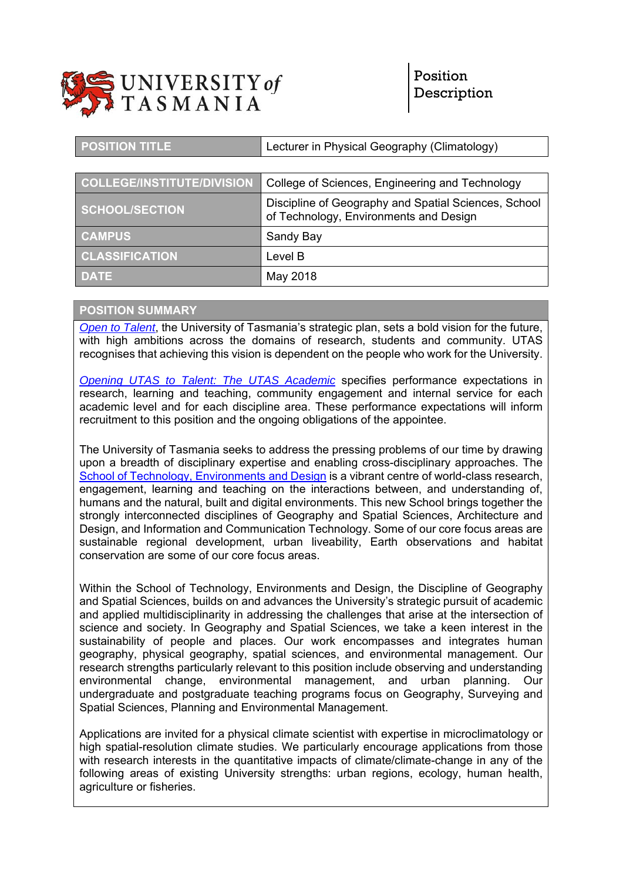UNIVERSITY *of* TASMANIA

Position Description

| POSITION TITLE | Lecturer in Physical Geography (Climatology) |
| --- | --- |

| COLLEGE/INSTITUTE/DIVISION | College of Sciences, Engineering and Technology |
| --- | --- |
| SCHOOL/SECTION | Discipline of Geography and Spatial Sciences, School of Technology, Environments and Design |
| CAMPUS | Sandy Bay |
| CLASSIFICATION | Level B |
| DATE | May 2018 |

## POSITION SUMMARY

*Open to Talent*, the University of Tasmania's strategic plan, sets a bold vision for the future, with high ambitions across the domains of research, students and community. UTAS recognises that achieving this vision is dependent on the people who work for the University.

*Opening UTAS to Talent: The UTAS Academic* specifies performance expectations in research, learning and teaching, community engagement and internal service for each academic level and for each discipline area. These performance expectations will inform recruitment to this position and the ongoing obligations of the appointee.

The University of Tasmania seeks to address the pressing problems of our time by drawing upon a breadth of disciplinary expertise and enabling cross-disciplinary approaches. The School of Technology, Environments and Design is a vibrant centre of world-class research, engagement, learning and teaching on the interactions between, and understanding of, humans and the natural, built and digital environments. This new School brings together the strongly interconnected disciplines of Geography and Spatial Sciences, Architecture and Design, and Information and Communication Technology. Some of our core focus areas are sustainable regional development, urban liveability, Earth observations and habitat conservation are some of our core focus areas.

Within the School of Technology, Environments and Design, the Discipline of Geography and Spatial Sciences, builds on and advances the University's strategic pursuit of academic and applied multidisciplinarity in addressing the challenges that arise at the intersection of science and society. In Geography and Spatial Sciences, we take a keen interest in the sustainability of people and places. Our work encompasses and integrates human geography, physical geography, spatial sciences, and environmental management. Our research strengths particularly relevant to this position include observing and understanding environmental change, environmental management, and urban planning. Our undergraduate and postgraduate teaching programs focus on Geography, Surveying and Spatial Sciences, Planning and Environmental Management.

Applications are invited for a physical climate scientist with expertise in microclimatology or high spatial-resolution climate studies. We particularly encourage applications from those with research interests in the quantitative impacts of climate/climate-change in any of the following areas of existing University strengths: urban regions, ecology, human health, agriculture or fisheries.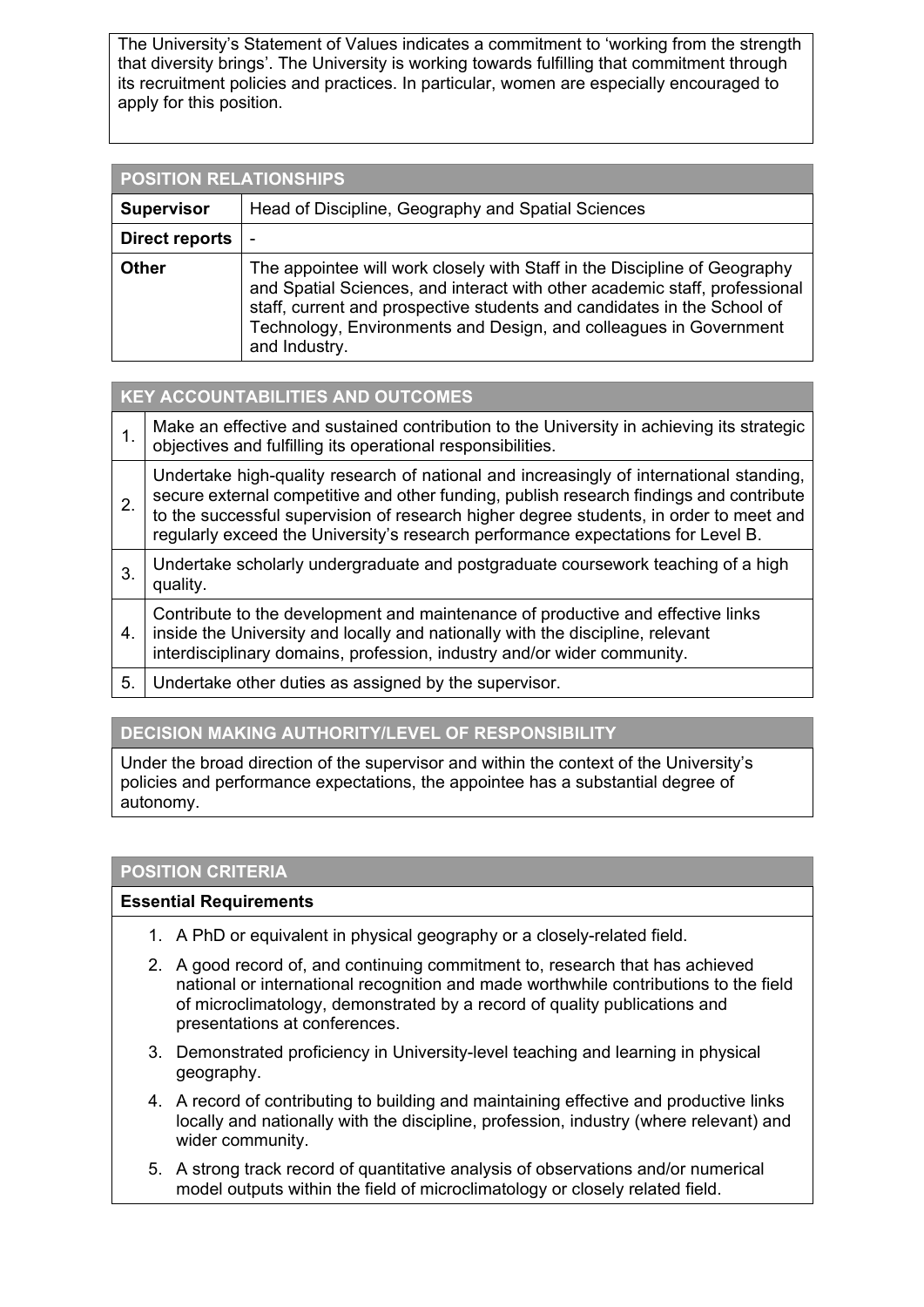The University's Statement of Values indicates a commitment to 'working from the strength that diversity brings'. The University is working towards fulfilling that commitment through its recruitment policies and practices. In particular, women are especially encouraged to apply for this position.

## POSITION RELATIONSHIPS

| | |
|---|---|
| **Supervisor** | Head of Discipline, Geography and Spatial Sciences |
| **Direct reports** | - |
| **Other** | The appointee will work closely with Staff in the Discipline of Geography and Spatial Sciences, and interact with other academic staff, professional staff, current and prospective students and candidates in the School of Technology, Environments and Design, and colleagues in Government and Industry. |

## KEY ACCOUNTABILITIES AND OUTCOMES

| | |
|---|---|
| 1. | Make an effective and sustained contribution to the University in achieving its strategic objectives and fulfilling its operational responsibilities. |
| 2. | Undertake high-quality research of national and increasingly of international standing, secure external competitive and other funding, publish research findings and contribute to the successful supervision of research higher degree students, in order to meet and regularly exceed the University's research performance expectations for Level B. |
| 3. | Undertake scholarly undergraduate and postgraduate coursework teaching of a high quality. |
| 4. | Contribute to the development and maintenance of productive and effective links inside the University and locally and nationally with the discipline, relevant interdisciplinary domains, profession, industry and/or wider community. |
| 5. | Undertake other duties as assigned by the supervisor. |

## DECISION MAKING AUTHORITY/LEVEL OF RESPONSIBILITY

Under the broad direction of the supervisor and within the context of the University's policies and performance expectations, the appointee has a substantial degree of autonomy.

## POSITION CRITERIA

**Essential Requirements**

1. A PhD or equivalent in physical geography or a closely-related field.
2. A good record of, and continuing commitment to, research that has achieved national or international recognition and made worthwhile contributions to the field of microclimatology, demonstrated by a record of quality publications and presentations at conferences.
3. Demonstrated proficiency in University-level teaching and learning in physical geography.
4. A record of contributing to building and maintaining effective and productive links locally and nationally with the discipline, profession, industry (where relevant) and wider community.
5. A strong track record of quantitative analysis of observations and/or numerical model outputs within the field of microclimatology or closely related field.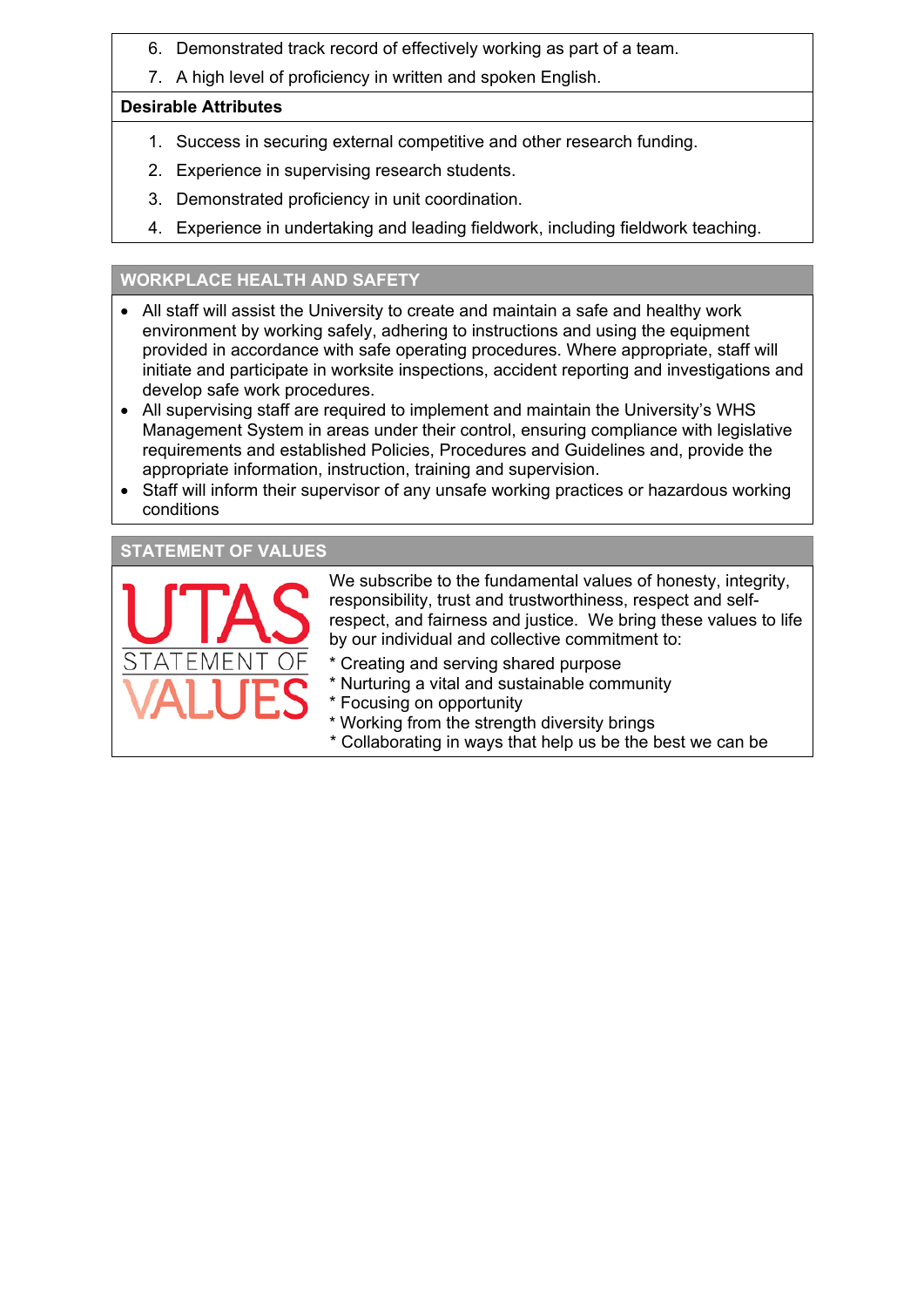6. Demonstrated track record of effectively working as part of a team.
7. A high level of proficiency in written and spoken English.

**Desirable Attributes**

1. Success in securing external competitive and other research funding.
2. Experience in supervising research students.
3. Demonstrated proficiency in unit coordination.
4. Experience in undertaking and leading fieldwork, including fieldwork teaching.

## WORKPLACE HEALTH AND SAFETY

- All staff will assist the University to create and maintain a safe and healthy work environment by working safely, adhering to instructions and using the equipment provided in accordance with safe operating procedures. Where appropriate, staff will initiate and participate in worksite inspections, accident reporting and investigations and develop safe work procedures.
- All supervising staff are required to implement and maintain the University's WHS Management System in areas under their control, ensuring compliance with legislative requirements and established Policies, Procedures and Guidelines and, provide the appropriate information, instruction, training and supervision.
- Staff will inform their supervisor of any unsafe working practices or hazardous working conditions

## STATEMENT OF VALUES

UTAS STATEMENT OF VALUES

We subscribe to the fundamental values of honesty, integrity, responsibility, trust and trustworthiness, respect and self-respect, and fairness and justice. We bring these values to life by our individual and collective commitment to:

* Creating and serving shared purpose
* Nurturing a vital and sustainable community
* Focusing on opportunity
* Working from the strength diversity brings
* Collaborating in ways that help us be the best we can be